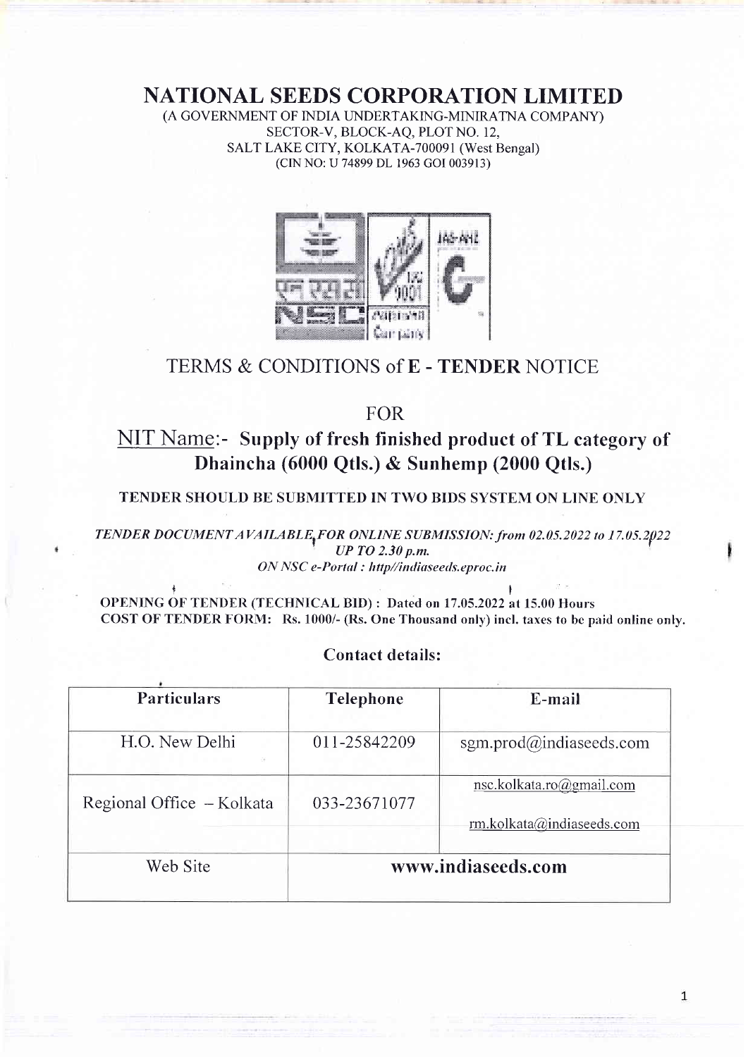# NATIONAL SEEDS CORPORATION LIMITED

(A GOVERNMENT OF INDIA UNDERTAKING-MINIRATNA COMPANY)
SECTOR-V, BLOCK-AQ, PLOT NO. 12,
SALT LAKE CITY, KOLKATA-700091 (West Bengal)
(CIN NO: U 74899 DL 1963 GOI 003913)

## TERMS & CONDITIONS of **E - TENDER** NOTICE

FOR

## NIT Name:- **Supply of fresh finished product of TL category of Dhaincha (6000 Qtls.) & Sunhemp (2000 Qtls.)**

**TENDER SHOULD BE SUBMITTED IN TWO BIDS SYSTEM ON LINE ONLY**

***TENDER DOCUMENT AVAILABLE FOR ONLINE SUBMISSION: from 02.05.2022 to 17.05.2022 UP TO 2.30 p.m.***
***ON NSC e-Portal : http//indiaseeds.eproc.in***

**OPENING OF TENDER (TECHNICAL BID) : Dated on 17.05.2022 at 15.00 Hours**
**COST OF TENDER FORM: Rs. 1000/- (Rs. One Thousand only) incl. taxes to be paid online only.**

**Contact details:**

| Particulars | Telephone | E-mail |
|---|---|---|
| H.O. New Delhi | 011-25842209 | sgm.prod@indiaseeds.com |
| Regional Office – Kolkata | 033-23671077 | nsc.kolkata.ro@gmail.com<br>rm.kolkata@indiaseeds.com |
| Web Site | **www.indiaseeds.com** | |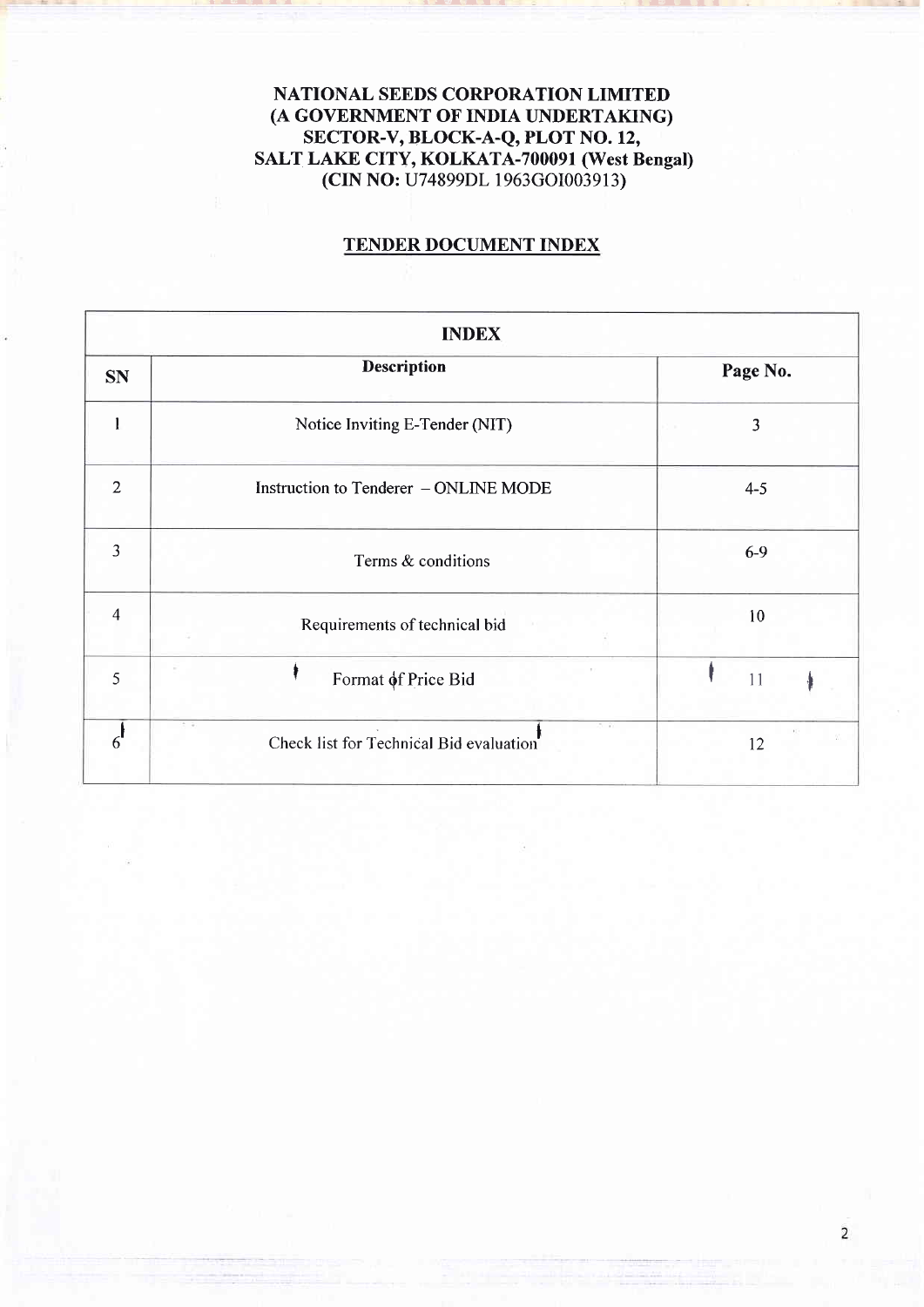**NATIONAL SEEDS CORPORATION LIMITED**
**(A GOVERNMENT OF INDIA UNDERTAKING)**
**SECTOR-V, BLOCK-A-Q, PLOT NO. 12,**
**SALT LAKE CITY, KOLKATA-700091 (West Bengal)**
**(CIN NO:** U74899DL 1963GOI003913**)**

## TENDER DOCUMENT INDEX

| INDEX | | |
|---|---|---|
| **SN** | **Description** | **Page No.** |
| 1 | Notice Inviting E-Tender (NIT) | 3 |
| 2 | Instruction to Tenderer – ONLINE MODE | 4-5 |
| 3 | Terms & conditions | 6-9 |
| 4 | Requirements of technical bid | 10 |
| 5 | Format of Price Bid | 11 |
| 6 | Check list for Technical Bid evaluation | 12 |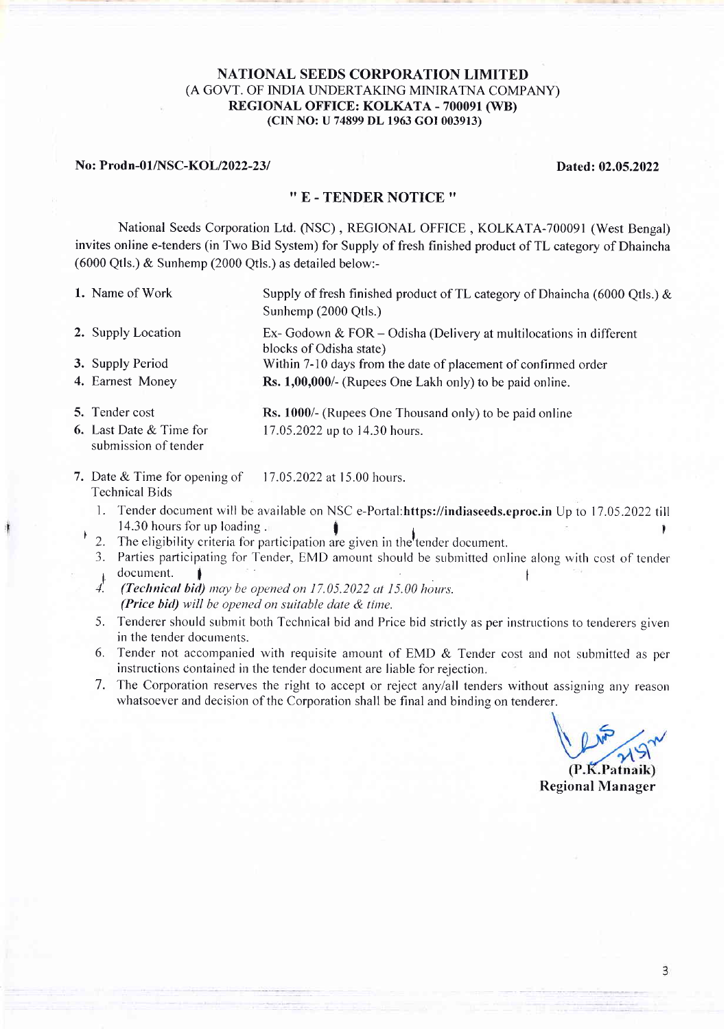**NATIONAL SEEDS CORPORATION LIMITED**
(A GOVT. OF INDIA UNDERTAKING MINIRATNA COMPANY)
**REGIONAL OFFICE: KOLKATA - 700091 (WB)**
**(CIN NO: U 74899 DL 1963 GOI 003913)**

**No: Prodn-01/NSC-KOL/2022-23/** **Dated: 02.05.2022**

## " E - TENDER NOTICE "

National Seeds Corporation Ltd. (NSC) , REGIONAL OFFICE , KOLKATA-700091 (West Bengal) invites online e-tenders (in Two Bid System) for Supply of fresh finished product of TL category of Dhaincha (6000 Qtls.) & Sunhemp (2000 Qtls.) as detailed below:-

| | |
|---|---|
| 1. Name of Work | Supply of fresh finished product of TL category of Dhaincha (6000 Qtls.) & Sunhemp (2000 Qtls.) |
| 2. Supply Location | Ex- Godown & FOR – Odisha (Delivery at multilocations in different blocks of Odisha state) |
| 3. Supply Period | Within 7-10 days from the date of placement of confirmed order |
| 4. Earnest Money | **Rs. 1,00,000/-** (Rupees One Lakh only) to be paid online. |
| 5. Tender cost | **Rs. 1000/-** (Rupees One Thousand only) to be paid online |
| 6. Last Date & Time for submission of tender | 17.05.2022 up to 14.30 hours. |
| 7. Date & Time for opening of Technical Bids | 17.05.2022 at 15.00 hours. |

1. Tender document will be available on NSC e-Portal:**https://indiaseeds.eproc.in** Up to 17.05.2022 till 14.30 hours for up loading .
2. The eligibility criteria for participation are given in the tender document.
3. Parties participating for Tender, EMD amount should be submitted online along with cost of tender document.
4. ***(Technical bid)*** *may be opened on 17.05.2022 at 15.00 hours.*
   ***(Price bid)*** *will be opened on suitable date & time.*
5. Tenderer should submit both Technical bid and Price bid strictly as per instructions to tenderers given in the tender documents.
6. Tender not accompanied with requisite amount of EMD & Tender cost and not submitted as per instructions contained in the tender document are liable for rejection.
7. The Corporation reserves the right to accept or reject any/all tenders without assigning any reason whatsoever and decision of the Corporation shall be final and binding on tenderer.

**(P.K.Patnaik)**
**Regional Manager**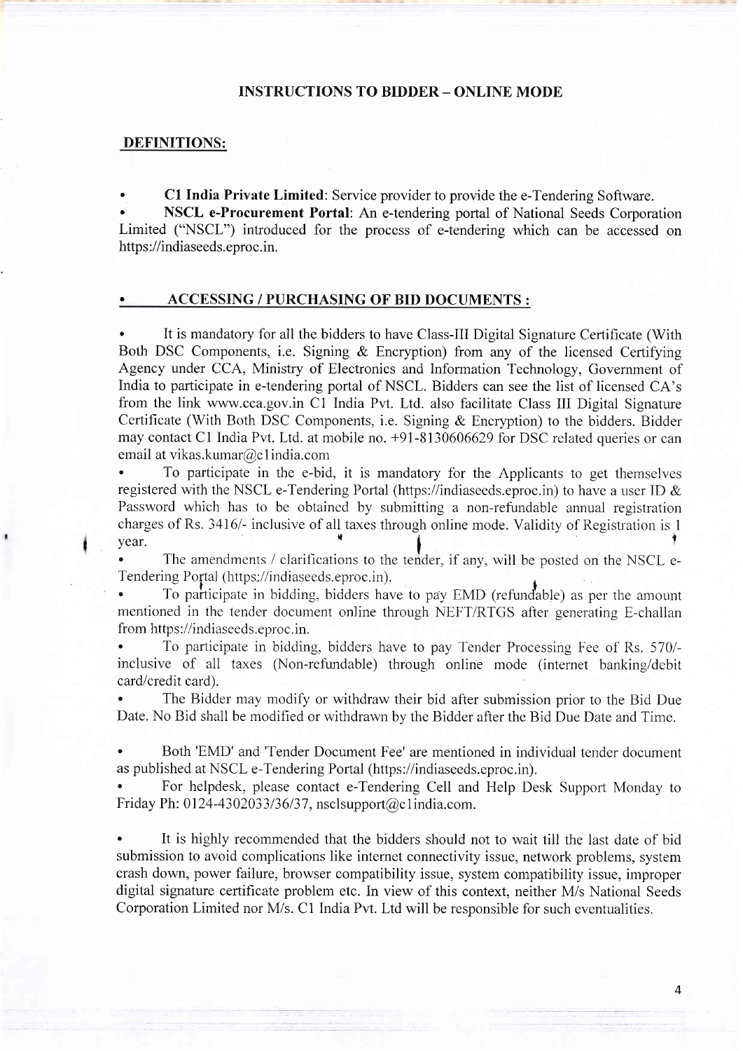## INSTRUCTIONS TO BIDDER – ONLINE MODE

### DEFINITIONS:

- **C1 India Private Limited**: Service provider to provide the e-Tendering Software.
- **NSCL e-Procurement Portal**: An e-tendering portal of National Seeds Corporation Limited ("NSCL") introduced for the process of e-tendering which can be accessed on https://indiaseeds.eproc.in.

### • ACCESSING / PURCHASING OF BID DOCUMENTS :

- It is mandatory for all the bidders to have Class-III Digital Signature Certificate (With Both DSC Components, i.e. Signing & Encryption) from any of the licensed Certifying Agency under CCA, Ministry of Electronics and Information Technology, Government of India to participate in e-tendering portal of NSCL. Bidders can see the list of licensed CA's from the link www.cca.gov.in C1 India Pvt. Ltd. also facilitate Class III Digital Signature Certificate (With Both DSC Components, i.e. Signing & Encryption) to the bidders. Bidder may contact C1 India Pvt. Ltd. at mobile no. +91-8130606629 for DSC related queries or can email at vikas.kumar@c1india.com
- To participate in the e-bid, it is mandatory for the Applicants to get themselves registered with the NSCL e-Tendering Portal (https://indiaseeds.eproc.in) to have a user ID & Password which has to be obtained by submitting a non-refundable annual registration charges of Rs. 3416/- inclusive of all taxes through online mode. Validity of Registration is 1 year.
- The amendments / clarifications to the tender, if any, will be posted on the NSCL e-Tendering Portal (https://indiaseeds.eproc.in).
- To participate in bidding, bidders have to pay EMD (refundable) as per the amount mentioned in the tender document online through NEFT/RTGS after generating E-challan from https://indiaseeds.eproc.in.
- To participate in bidding, bidders have to pay Tender Processing Fee of Rs. 570/- inclusive of all taxes (Non-refundable) through online mode (internet banking/debit card/credit card).
- The Bidder may modify or withdraw their bid after submission prior to the Bid Due Date. No Bid shall be modified or withdrawn by the Bidder after the Bid Due Date and Time.
- Both 'EMD' and 'Tender Document Fee' are mentioned in individual tender document as published at NSCL e-Tendering Portal (https://indiaseeds.eproc.in).
- For helpdesk, please contact e-Tendering Cell and Help Desk Support Monday to Friday Ph: 0124-4302033/36/37, nsclsupport@c1india.com.
- It is highly recommended that the bidders should not to wait till the last date of bid submission to avoid complications like internet connectivity issue, network problems, system crash down, power failure, browser compatibility issue, system compatibility issue, improper digital signature certificate problem etc. In view of this context, neither M/s National Seeds Corporation Limited nor M/s. C1 India Pvt. Ltd will be responsible for such eventualities.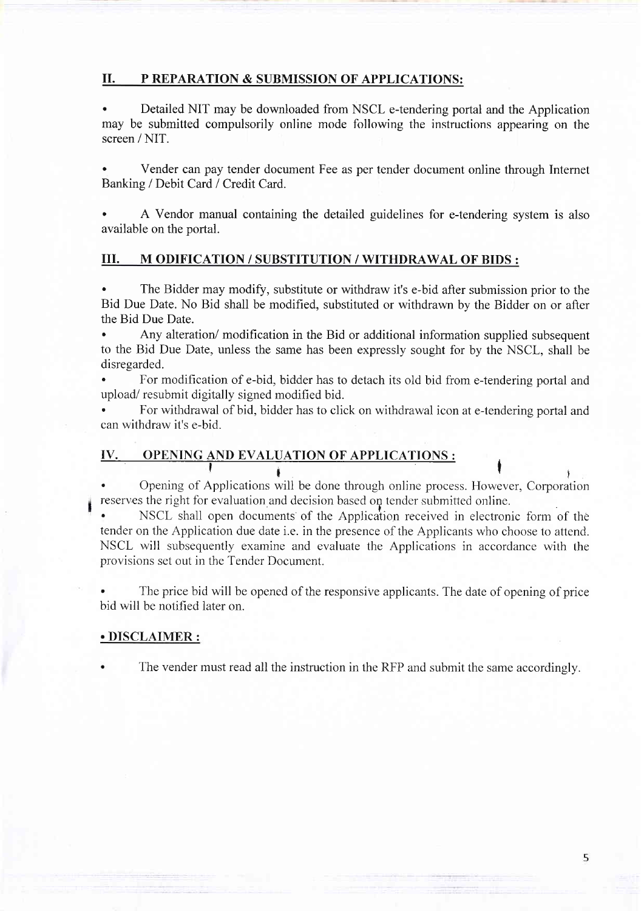## II. P REPARATION & SUBMISSION OF APPLICATIONS:

- Detailed NIT may be downloaded from NSCL e-tendering portal and the Application may be submitted compulsorily online mode following the instructions appearing on the screen / NIT.

- Vender can pay tender document Fee as per tender document online through Internet Banking / Debit Card / Credit Card.

- A Vendor manual containing the detailed guidelines for e-tendering system is also available on the portal.

## III. M ODIFICATION / SUBSTITUTION / WITHDRAWAL OF BIDS :

- The Bidder may modify, substitute or withdraw it's e-bid after submission prior to the Bid Due Date. No Bid shall be modified, substituted or withdrawn by the Bidder on or after the Bid Due Date.
- Any alteration/ modification in the Bid or additional information supplied subsequent to the Bid Due Date, unless the same has been expressly sought for by the NSCL, shall be disregarded.
- For modification of e-bid, bidder has to detach its old bid from e-tendering portal and upload/ resubmit digitally signed modified bid.
- For withdrawal of bid, bidder has to click on withdrawal icon at e-tendering portal and can withdraw it's e-bid.

## IV. OPENING AND EVALUATION OF APPLICATIONS :

- Opening of Applications will be done through online process. However, Corporation reserves the right for evaluation and decision based on tender submitted online.
- NSCL shall open documents of the Application received in electronic form of the tender on the Application due date i.e. in the presence of the Applicants who choose to attend. NSCL will subsequently examine and evaluate the Applications in accordance with the provisions set out in the Tender Document.

- The price bid will be opened of the responsive applicants. The date of opening of price bid will be notified later on.

## • DISCLAIMER :

- The vender must read all the instruction in the RFP and submit the same accordingly.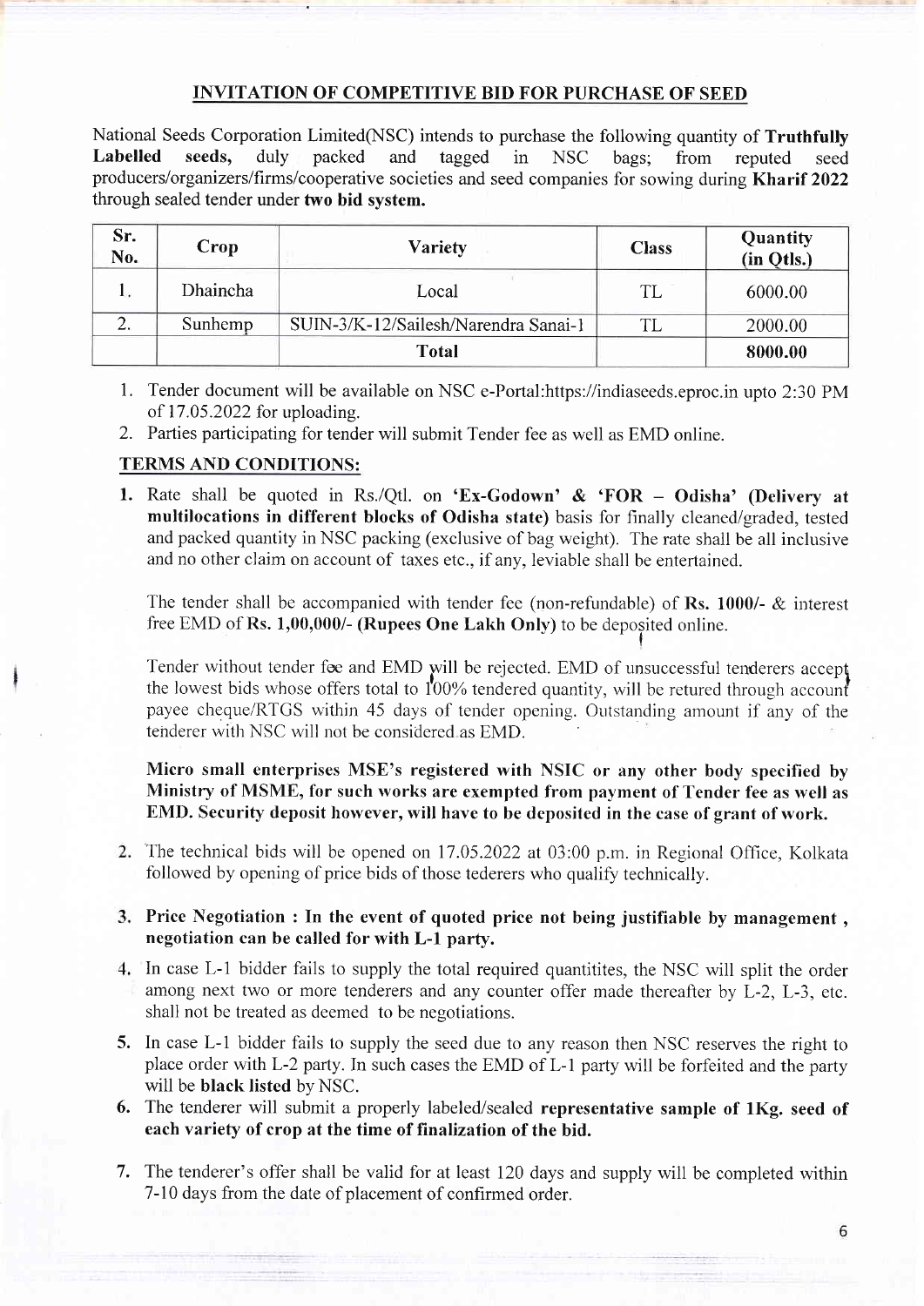## INVITATION OF COMPETITIVE BID FOR PURCHASE OF SEED

National Seeds Corporation Limited(NSC) intends to purchase the following quantity of **Truthfully Labelled seeds,** duly packed and tagged in NSC bags; from reputed seed producers/organizers/firms/cooperative societies and seed companies for sowing during **Kharif 2022** through sealed tender under **two bid system.**

| Sr. No. | Crop | Variety | Class | Quantity (in Qtls.) |
|---|---|---|---|---|
| 1. | Dhaincha | Local | TL | 6000.00 |
| 2. | Sunhemp | SUIN-3/K-12/Sailesh/Narendra Sanai-1 | TL | 2000.00 |
| | | **Total** | | **8000.00** |

1. Tender document will be available on NSC e-Portal:https://indiaseeds.eproc.in upto 2:30 PM of 17.05.2022 for uploading.
2. Parties participating for tender will submit Tender fee as well as EMD online.

### TERMS AND CONDITIONS:

1. Rate shall be quoted in Rs./Qtl. on **'Ex-Godown' & 'FOR – Odisha' (Delivery at multilocations in different blocks of Odisha state)** basis for finally cleaned/graded, tested and packed quantity in NSC packing (exclusive of bag weight). The rate shall be all inclusive and no other claim on account of taxes etc., if any, leviable shall be entertained.

   The tender shall be accompanied with tender fee (non-refundable) of **Rs. 1000/-** & interest free EMD of **Rs. 1,00,000/- (Rupees One Lakh Only)** to be deposited online.

   Tender without tender fee and EMD will be rejected. EMD of unsuccessful tenderers accept the lowest bids whose offers total to 100% tendered quantity, will be retured through account payee cheque/RTGS within 45 days of tender opening. Outstanding amount if any of the tenderer with NSC will not be considered as EMD.

   **Micro small enterprises MSE's registered with NSIC or any other body specified by Ministry of MSME, for such works are exempted from payment of Tender fee as well as EMD. Security deposit however, will have to be deposited in the case of grant of work.**

2. The technical bids will be opened on 17.05.2022 at 03:00 p.m. in Regional Office, Kolkata followed by opening of price bids of those tederers who qualify technically.
3. **Price Negotiation : In the event of quoted price not being justifiable by management , negotiation can be called for with L-1 party.**
4. In case L-1 bidder fails to supply the total required quantitites, the NSC will split the order among next two or more tenderers and any counter offer made thereafter by L-2, L-3, etc. shall not be treated as deemed to be negotiations.
5. In case L-1 bidder fails to supply the seed due to any reason then NSC reserves the right to place order with L-2 party. In such cases the EMD of L-1 party will be forfeited and the party will be **black listed** by NSC.
6. The tenderer will submit a properly labeled/sealed **representative sample of 1Kg. seed of each variety of crop at the time of finalization of the bid.**
7. The tenderer's offer shall be valid for at least 120 days and supply will be completed within 7-10 days from the date of placement of confirmed order.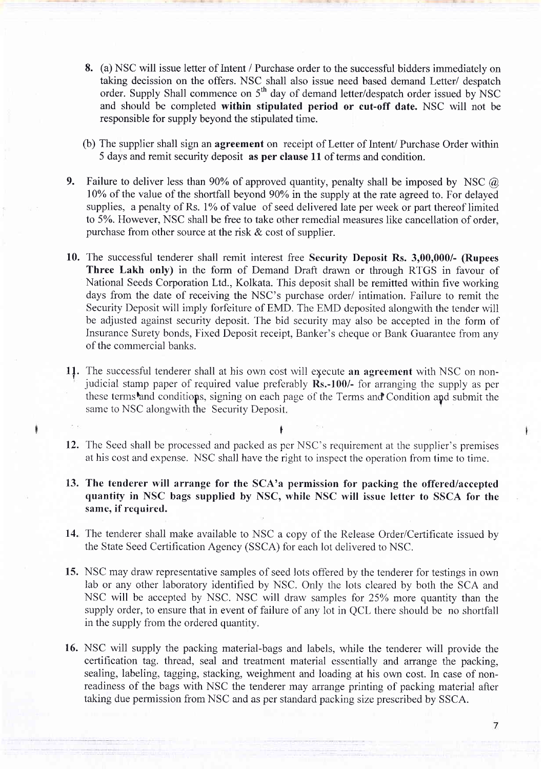8. (a) NSC will issue letter of Intent / Purchase order to the successful bidders immediately on taking decission on the offers. NSC shall also issue need based demand Letter/ despatch order. Supply Shall commence on 5th day of demand letter/despatch order issued by NSC and should be completed **within stipulated period or cut-off date.** NSC will not be responsible for supply beyond the stipulated time.

   (b) The supplier shall sign an **agreement** on receipt of Letter of Intent/ Purchase Order within 5 days and remit security deposit **as per clause 11** of terms and condition.

9. Failure to deliver less than 90% of approved quantity, penalty shall be imposed by NSC @ 10% of the value of the shortfall beyond 90% in the supply at the rate agreed to. For delayed supplies, a penalty of Rs. 1% of value of seed delivered late per week or part thereof limited to 5%. However, NSC shall be free to take other remedial measures like cancellation of order, purchase from other source at the risk & cost of supplier.

10. The successful tenderer shall remit interest free **Security Deposit Rs. 3,00,000/- (Rupees Three Lakh only)** in the form of Demand Draft drawn or through RTGS in favour of National Seeds Corporation Ltd., Kolkata. This deposit shall be remitted within five working days from the date of receiving the NSC's purchase order/ intimation. Failure to remit the Security Deposit will imply forfeiture of EMD. The EMD deposited alongwith the tender will be adjusted against security deposit. The bid security may also be accepted in the form of Insurance Surety bonds, Fixed Deposit receipt, Banker's cheque or Bank Guarantee from any of the commercial banks.

11. The successful tenderer shall at his own cost will execute **an agreement** with NSC on non-judicial stamp paper of required value preferably **Rs.-100/-** for arranging the supply as per these terms and conditions, signing on each page of the Terms and Condition and submit the same to NSC alongwith the Security Deposit.

12. The Seed shall be processed and packed as per NSC's requirement at the supplier's premises at his cost and expense. NSC shall have the right to inspect the operation from time to time.

13. **The tenderer will arrange for the SCA'a permission for packing the offered/accepted quantity in NSC bags supplied by NSC, while NSC will issue letter to SSCA for the same, if required.**

14. The tenderer shall make available to NSC a copy of the Release Order/Certificate issued by the State Seed Certification Agency (SSCA) for each lot delivered to NSC.

15. NSC may draw representative samples of seed lots offered by the tenderer for testings in own lab or any other laboratory identified by NSC. Only the lots cleared by both the SCA and NSC will be accepted by NSC. NSC will draw samples for 25% more quantity than the supply order, to ensure that in event of failure of any lot in QCL there should be no shortfall in the supply from the ordered quantity.

16. NSC will supply the packing material-bags and labels, while the tenderer will provide the certification tag. thread, seal and treatment material essentially and arrange the packing, sealing, labeling, tagging, stacking, weighment and loading at his own cost. In case of non-readiness of the bags with NSC the tenderer may arrange printing of packing material after taking due permission from NSC and as per standard packing size prescribed by SSCA.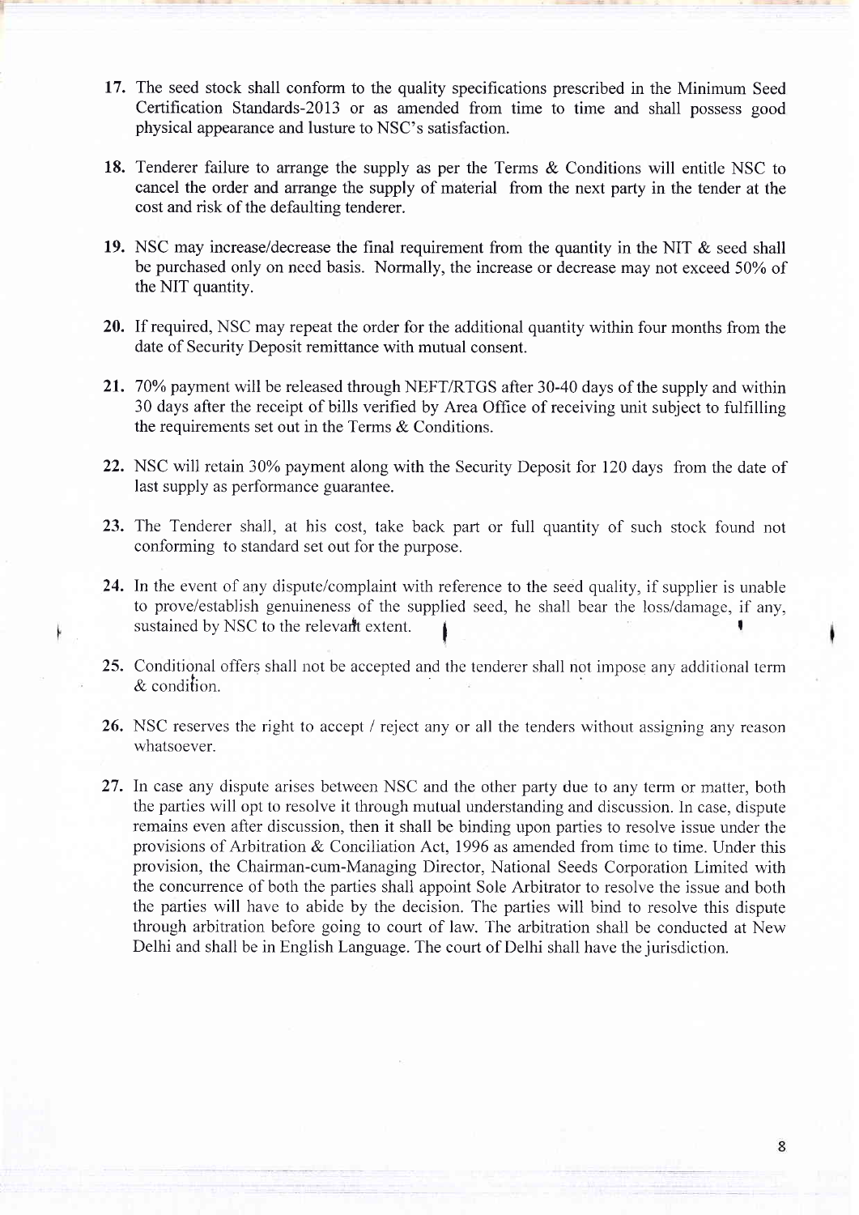17. The seed stock shall conform to the quality specifications prescribed in the Minimum Seed Certification Standards-2013 or as amended from time to time and shall possess good physical appearance and lusture to NSC's satisfaction.

18. Tenderer failure to arrange the supply as per the Terms & Conditions will entitle NSC to cancel the order and arrange the supply of material from the next party in the tender at the cost and risk of the defaulting tenderer.

19. NSC may increase/decrease the final requirement from the quantity in the NIT & seed shall be purchased only on need basis. Normally, the increase or decrease may not exceed 50% of the NIT quantity.

20. If required, NSC may repeat the order for the additional quantity within four months from the date of Security Deposit remittance with mutual consent.

21. 70% payment will be released through NEFT/RTGS after 30-40 days of the supply and within 30 days after the receipt of bills verified by Area Office of receiving unit subject to fulfilling the requirements set out in the Terms & Conditions.

22. NSC will retain 30% payment along with the Security Deposit for 120 days from the date of last supply as performance guarantee.

23. The Tenderer shall, at his cost, take back part or full quantity of such stock found not conforming to standard set out for the purpose.

24. In the event of any dispute/complaint with reference to the seed quality, if supplier is unable to prove/establish genuineness of the supplied seed, he shall bear the loss/damage, if any, sustained by NSC to the relevant extent.

25. Conditional offers shall not be accepted and the tenderer shall not impose any additional term & condition.

26. NSC reserves the right to accept / reject any or all the tenders without assigning any reason whatsoever.

27. In case any dispute arises between NSC and the other party due to any term or matter, both the parties will opt to resolve it through mutual understanding and discussion. In case, dispute remains even after discussion, then it shall be binding upon parties to resolve issue under the provisions of Arbitration & Conciliation Act, 1996 as amended from time to time. Under this provision, the Chairman-cum-Managing Director, National Seeds Corporation Limited with the concurrence of both the parties shall appoint Sole Arbitrator to resolve the issue and both the parties will have to abide by the decision. The parties will bind to resolve this dispute through arbitration before going to court of law. The arbitration shall be conducted at New Delhi and shall be in English Language. The court of Delhi shall have the jurisdiction.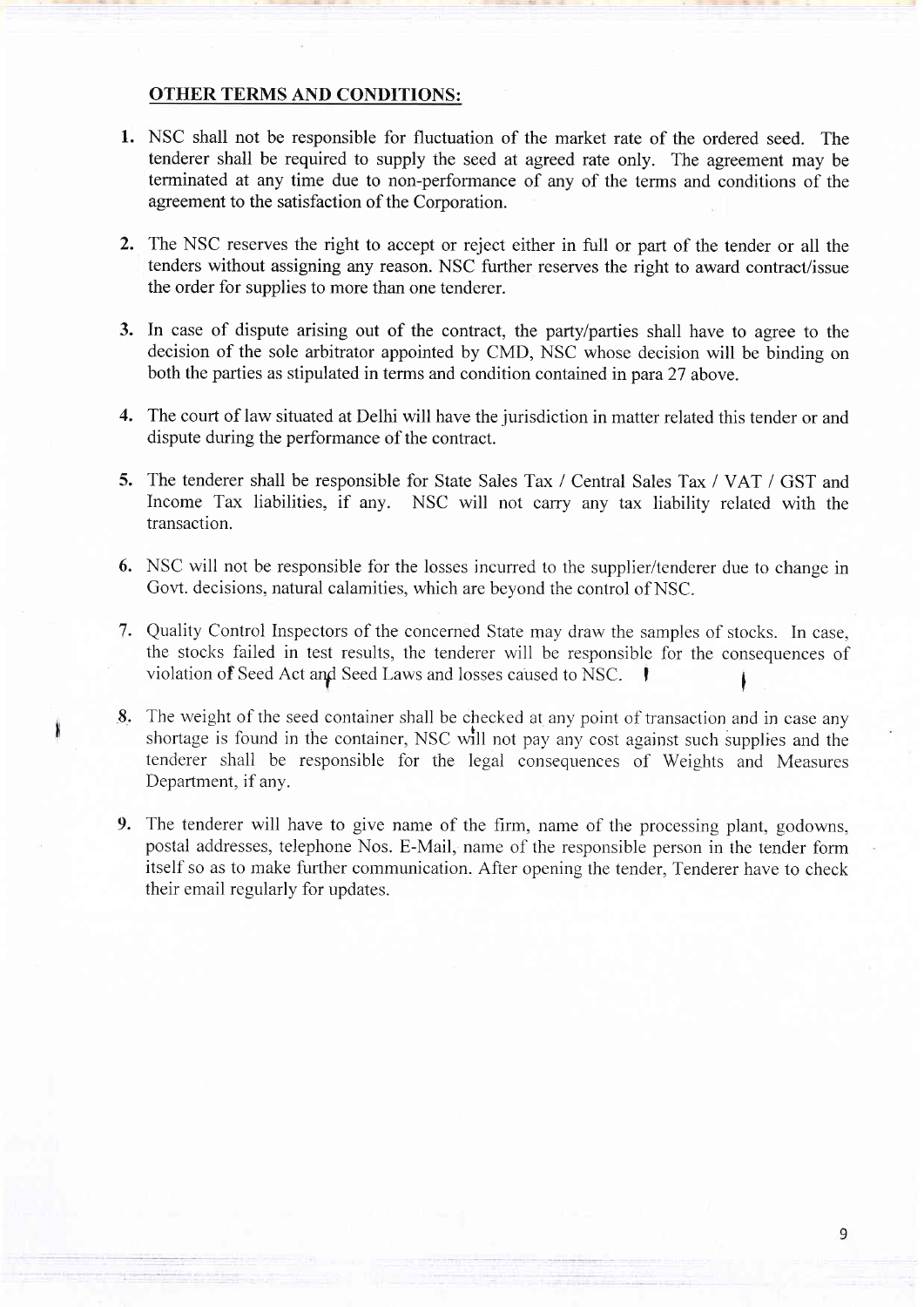**OTHER TERMS AND CONDITIONS:**

1. NSC shall not be responsible for fluctuation of the market rate of the ordered seed. The tenderer shall be required to supply the seed at agreed rate only. The agreement may be terminated at any time due to non-performance of any of the terms and conditions of the agreement to the satisfaction of the Corporation.

2. The NSC reserves the right to accept or reject either in full or part of the tender or all the tenders without assigning any reason. NSC further reserves the right to award contract/issue the order for supplies to more than one tenderer.

3. In case of dispute arising out of the contract, the party/parties shall have to agree to the decision of the sole arbitrator appointed by CMD, NSC whose decision will be binding on both the parties as stipulated in terms and condition contained in para 27 above.

4. The court of law situated at Delhi will have the jurisdiction in matter related this tender or and dispute during the performance of the contract.

5. The tenderer shall be responsible for State Sales Tax / Central Sales Tax / VAT / GST and Income Tax liabilities, if any. NSC will not carry any tax liability related with the transaction.

6. NSC will not be responsible for the losses incurred to the supplier/tenderer due to change in Govt. decisions, natural calamities, which are beyond the control of NSC.

7. Quality Control Inspectors of the concerned State may draw the samples of stocks. In case, the stocks failed in test results, the tenderer will be responsible for the consequences of violation of Seed Act and Seed Laws and losses caused to NSC.

8. The weight of the seed container shall be checked at any point of transaction and in case any shortage is found in the container, NSC will not pay any cost against such supplies and the tenderer shall be responsible for the legal consequences of Weights and Measures Department, if any.

9. The tenderer will have to give name of the firm, name of the processing plant, godowns, postal addresses, telephone Nos. E-Mail, name of the responsible person in the tender form itself so as to make further communication. After opening the tender, Tenderer have to check their email regularly for updates.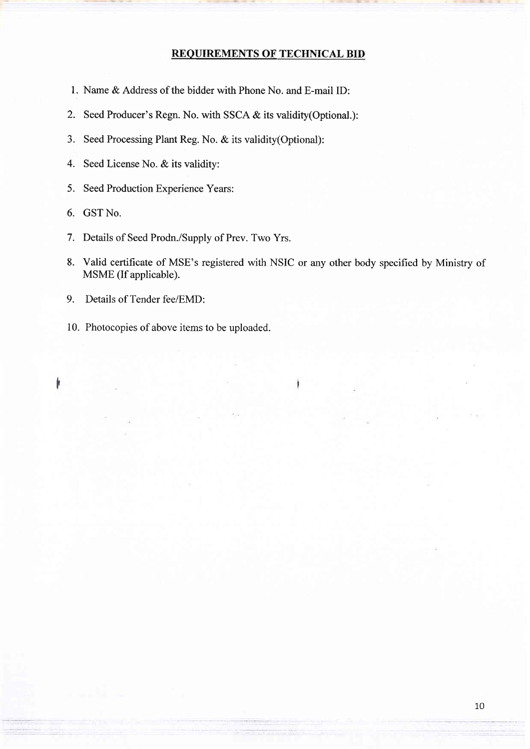## REQUIREMENTS OF TECHNICAL BID

1. Name & Address of the bidder with Phone No. and E-mail ID:
2. Seed Producer's Regn. No. with SSCA & its validity(Optional.):
3. Seed Processing Plant Reg. No. & its validity(Optional):
4. Seed License No. & its validity:
5. Seed Production Experience Years:
6. GST No.
7. Details of Seed Prodn./Supply of Prev. Two Yrs.
8. Valid certificate of MSE's registered with NSIC or any other body specified by Ministry of MSME (If applicable).
9. Details of Tender fee/EMD:
10. Photocopies of above items to be uploaded.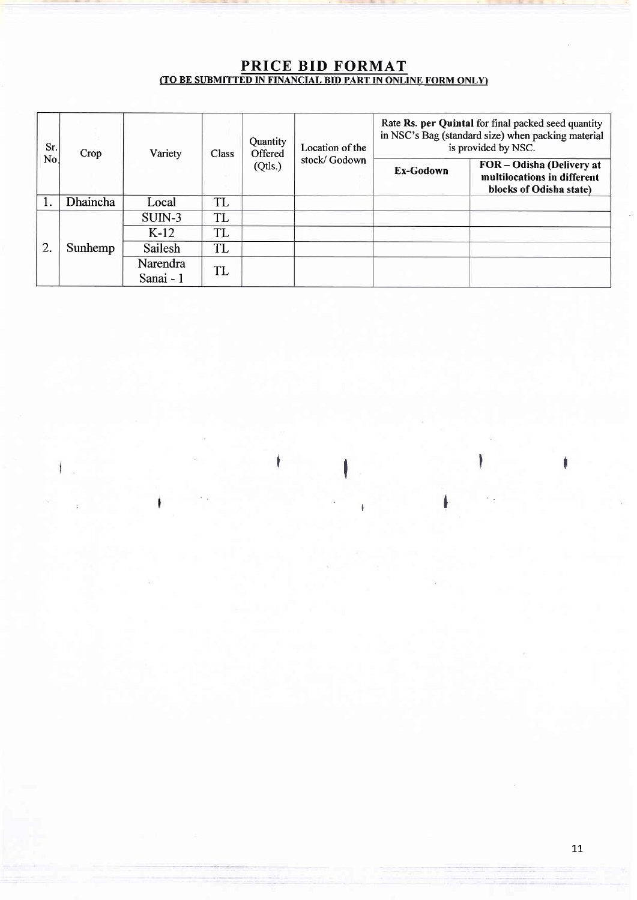## PRICE BID FORMAT

**(TO BE SUBMITTED IN FINANCIAL BID PART IN ONLINE FORM ONLY)**

| Sr. No. | Crop | Variety | Class | Quantity Offered (Qtls.) | Location of the stock/ Godown | Rate **Rs. per Quintal** for final packed seed quantity in NSC's Bag (standard size) when packing material is provided by NSC. | |
|---|---|---|---|---|---|---|---|
| | | | | | | **Ex-Godown** | **FOR – Odisha (Delivery at multilocations in different blocks of Odisha state)** |
| 1. | Dhaincha | Local | TL | | | | |
| 2. | Sunhemp | SUIN-3 | TL | | | | |
| | | K-12 | TL | | | | |
| | | Sailesh | TL | | | | |
| | | Narendra Sanai - 1 | TL | | | | |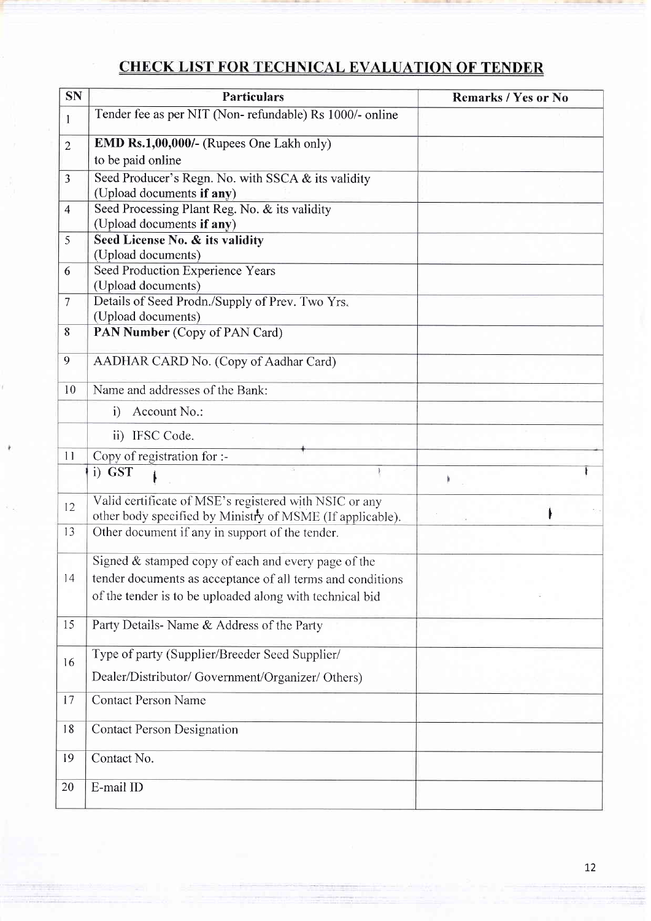## CHECK LIST FOR TECHNICAL EVALUATION OF TENDER

| SN | Particulars | Remarks / Yes or No |
|---|---|---|
| 1 | Tender fee as per NIT (Non- refundable) Rs 1000/- online | |
| 2 | **EMD Rs.1,00,000/-** (Rupees One Lakh only) to be paid online | |
| 3 | Seed Producer's Regn. No. with SSCA & its validity (Upload documents **if any**) | |
| 4 | Seed Processing Plant Reg. No. & its validity (Upload documents **if any**) | |
| 5 | **Seed License No. & its validity** (Upload documents) | |
| 6 | Seed Production Experience Years (Upload documents) | |
| 7 | Details of Seed Prodn./Supply of Prev. Two Yrs. (Upload documents) | |
| 8 | **PAN Number** (Copy of PAN Card) | |
| 9 | AADHAR CARD No. (Copy of Aadhar Card) | |
| 10 | Name and addresses of the Bank: | |
| | i) Account No.: | |
| | ii) IFSC Code. | |
| 11 | Copy of registration for :- | |
| | i) **GST** | |
| 12 | Valid certificate of MSE's registered with NSIC or any other body specified by Ministry of MSME (If applicable). | |
| 13 | Other document if any in support of the tender. | |
| 14 | Signed & stamped copy of each and every page of the tender documents as acceptance of all terms and conditions of the tender is to be uploaded along with technical bid | |
| 15 | Party Details- Name & Address of the Party | |
| 16 | Type of party (Supplier/Breeder Seed Supplier/ Dealer/Distributor/ Government/Organizer/ Others) | |
| 17 | Contact Person Name | |
| 18 | Contact Person Designation | |
| 19 | Contact No. | |
| 20 | E-mail ID | |